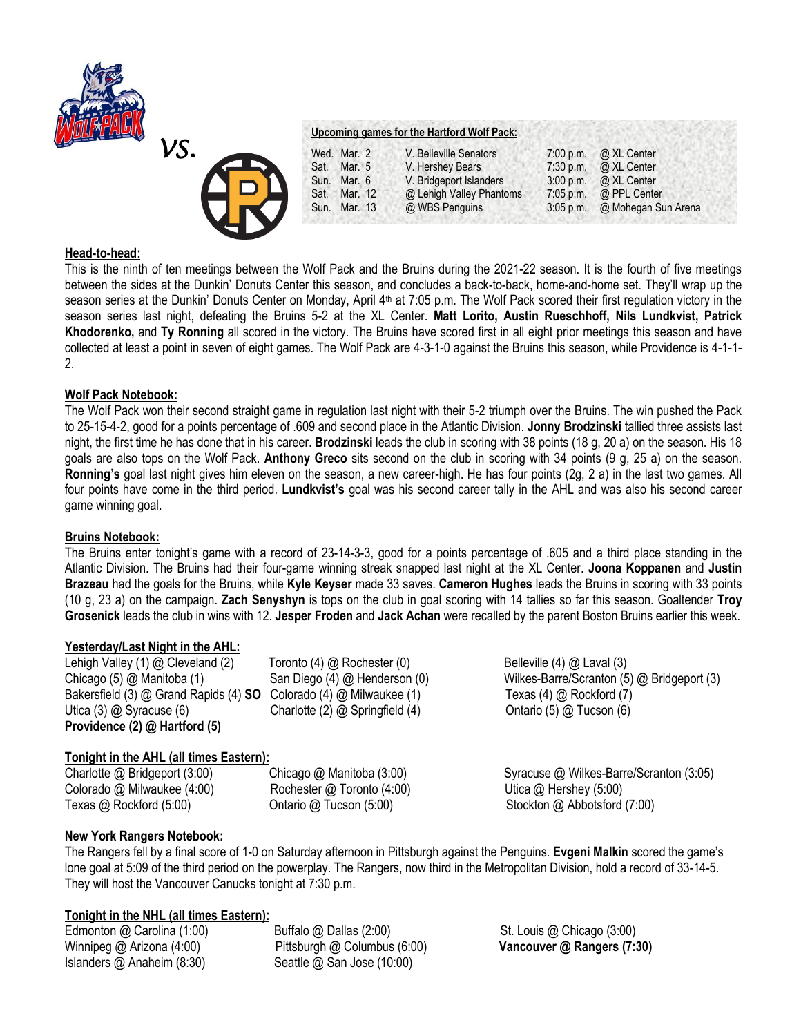vs.

**Upcoming games for the Hartford Wolf Pack:**

| | | | | |
|---|---|---|---|---|
| Wed. Mar. 2 | V. Belleville Senators | 7:00 p.m. | @ XL Center |
| Sat. Mar. 5 | V. Hershey Bears | 7:30 p.m. | @ XL Center |
| Sun. Mar. 6 | V. Bridgeport Islanders | 3:00 p.m. | @ XL Center |
| Sat. Mar. 12 | @ Lehigh Valley Phantoms | 7:05 p.m. | @ PPL Center |
| Sun. Mar. 13 | @ WBS Penguins | 3:05 p.m. | @ Mohegan Sun Arena |

**Head-to-head:**

This is the ninth of ten meetings between the Wolf Pack and the Bruins during the 2021-22 season. It is the fourth of five meetings between the sides at the Dunkin' Donuts Center this season, and concludes a back-to-back, home-and-home set. They'll wrap up the season series at the Dunkin' Donuts Center on Monday, April 4th at 7:05 p.m. The Wolf Pack scored their first regulation victory in the season series last night, defeating the Bruins 5-2 at the XL Center. **Matt Lorito, Austin Rueschhoff, Nils Lundkvist, Patrick Khodorenko,** and **Ty Ronning** all scored in the victory. The Bruins have scored first in all eight prior meetings this season and have collected at least a point in seven of eight games. The Wolf Pack are 4-3-1-0 against the Bruins this season, while Providence is 4-1-1-2.

**Wolf Pack Notebook:**

The Wolf Pack won their second straight game in regulation last night with their 5-2 triumph over the Bruins. The win pushed the Pack to 25-15-4-2, good for a points percentage of .609 and second place in the Atlantic Division. **Jonny Brodzinski** tallied three assists last night, the first time he has done that in his career. **Brodzinski** leads the club in scoring with 38 points (18 g, 20 a) on the season. His 18 goals are also tops on the Wolf Pack. **Anthony Greco** sits second on the club in scoring with 34 points (9 g, 25 a) on the season. **Ronning's** goal last night gives him eleven on the season, a new career-high. He has four points (2g, 2 a) in the last two games. All four points have come in the third period. **Lundkvist's** goal was his second career tally in the AHL and was also his second career game winning goal.

**Bruins Notebook:**

The Bruins enter tonight's game with a record of 23-14-3-3, good for a points percentage of .605 and a third place standing in the Atlantic Division. The Bruins had their four-game winning streak snapped last night at the XL Center. **Joona Koppanen** and **Justin Brazeau** had the goals for the Bruins, while **Kyle Keyser** made 33 saves. **Cameron Hughes** leads the Bruins in scoring with 33 points (10 g, 23 a) on the campaign. **Zach Senyshyn** is tops on the club in goal scoring with 14 tallies so far this season. Goaltender **Troy Grosenick** leads the club in wins with 12. **Jesper Froden** and **Jack Achan** were recalled by the parent Boston Bruins earlier this week.

**Yesterday/Last Night in the AHL:**

Lehigh Valley (1) @ Cleveland (2)
Chicago (5) @ Manitoba (1)
Bakersfield (3) @ Grand Rapids (4) **SO**
Utica (3) @ Syracuse (6)
**Providence (2) @ Hartford (5)**
Toronto (4) @ Rochester (0)
San Diego (4) @ Henderson (0)
Colorado (4) @ Milwaukee (1)
Charlotte (2) @ Springfield (4)
Belleville (4) @ Laval (3)
Wilkes-Barre/Scranton (5) @ Bridgeport (3)
Texas (4) @ Rockford (7)
Ontario (5) @ Tucson (6)

**Tonight in the AHL (all times Eastern):**

Charlotte @ Bridgeport (3:00)
Colorado @ Milwaukee (4:00)
Texas @ Rockford (5:00)
Chicago @ Manitoba (3:00)
Rochester @ Toronto (4:00)
Ontario @ Tucson (5:00)
Syracuse @ Wilkes-Barre/Scranton (3:05)
Utica @ Hershey (5:00)
Stockton @ Abbotsford (7:00)

**New York Rangers Notebook:**

The Rangers fell by a final score of 1-0 on Saturday afternoon in Pittsburgh against the Penguins. **Evgeni Malkin** scored the game's lone goal at 5:09 of the third period on the powerplay. The Rangers, now third in the Metropolitan Division, hold a record of 33-14-5. They will host the Vancouver Canucks tonight at 7:30 p.m.

**Tonight in the NHL (all times Eastern):**

Edmonton @ Carolina (1:00)
Winnipeg @ Arizona (4:00)
Islanders @ Anaheim (8:30)
Buffalo @ Dallas (2:00)
Pittsburgh @ Columbus (6:00)
Seattle @ San Jose (10:00)
St. Louis @ Chicago (3:00)
**Vancouver @ Rangers (7:30)**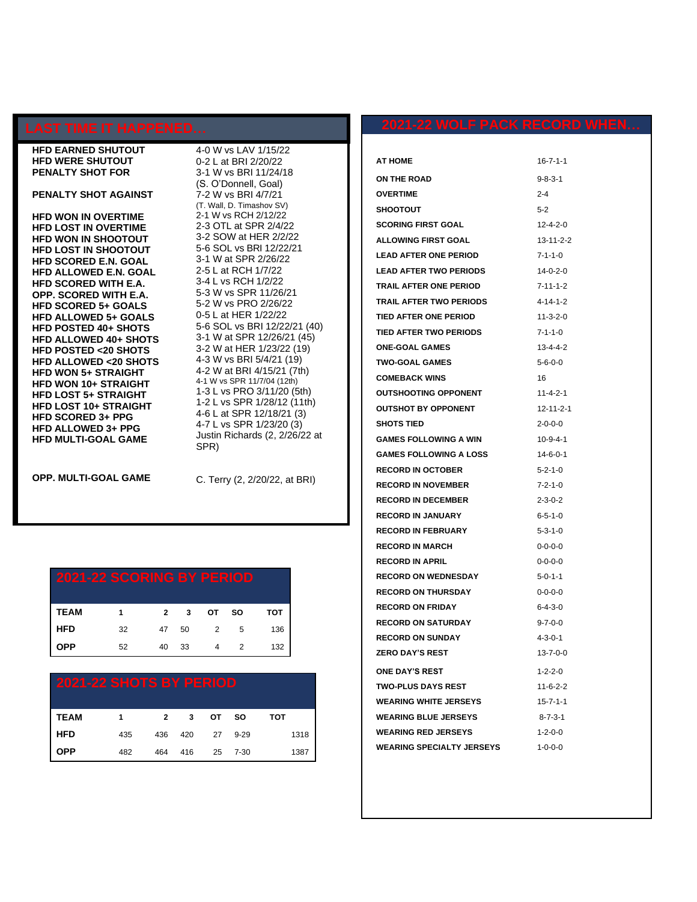## LAST TIME IT HAPPENED…

| | |
|---|---|
| **HFD EARNED SHUTOUT** | 4-0 W vs LAV 1/15/22 |
| **HFD WERE SHUTOUT** | 0-2 L at BRI 2/20/22 |
| **PENALTY SHOT FOR** | 3-1 W vs BRI 11/24/18 (S. O'Donnell, Goal) |
| **PENALTY SHOT AGAINST** | 7-2 W vs BRI 4/7/21 (T. Wall, D. Timashov SV) |
| **HFD WON IN OVERTIME** | 2-1 W vs RCH 2/12/22 |
| **HFD LOST IN OVERTIME** | 2-3 OTL at SPR 2/4/22 |
| **HFD WON IN SHOOTOUT** | 3-2 SOW at HER 2/2/22 |
| **HFD LOST IN SHOOTOUT** | 5-6 SOL vs BRI 12/22/21 |
| **HFD SCORED E.N. GOAL** | 3-1 W at SPR 2/26/22 |
| **HFD ALLOWED E.N. GOAL** | 2-5 L at RCH 1/7/22 |
| **HFD SCORED WITH E.A.** | 3-4 L vs RCH 1/2/22 |
| **OPP. SCORED WITH E.A.** | 5-3 W vs SPR 11/26/21 |
| **HFD SCORED 5+ GOALS** | 5-2 W vs PRO 2/26/22 |
| **HFD ALLOWED 5+ GOALS** | 0-5 L at HER 1/22/22 |
| **HFD POSTED 40+ SHOTS** | 5-6 SOL vs BRI 12/22/21 (40) |
| **HFD ALLOWED 40+ SHOTS** | 3-1 W at SPR 12/26/21 (45) |
| **HFD POSTED <20 SHOTS** | 3-2 W at HER 1/23/22 (19) |
| **HFD ALLOWED <20 SHOTS** | 4-3 W vs BRI 5/4/21 (19) |
| **HFD WON 5+ STRAIGHT** | 4-2 W at BRI 4/15/21 (7th) |
| **HFD WON 10+ STRAIGHT** | 4-1 W vs SPR 11/7/04 (12th) |
| **HFD LOST 5+ STRAIGHT** | 1-3 L vs PRO 3/11/20 (5th) |
| **HFD LOST 10+ STRAIGHT** | 1-2 L vs SPR 1/28/12 (11th) |
| **HFD SCORED 3+ PPG** | 4-6 L at SPR 12/18/21 (3) |
| **HFD ALLOWED 3+ PPG** | 4-7 L vs SPR 1/23/20 (3) |
| **HFD MULTI-GOAL GAME** | Justin Richards (2, 2/26/22 at SPR) |
| **OPP. MULTI-GOAL GAME** | C. Terry (2, 2/20/22, at BRI) |

## 2021-22 SCORING BY PERIOD

| TEAM | 1 | 2 | 3 | OT | SO | TOT |
|---|---|---|---|---|---|---|
| HFD | 32 | 47 | 50 | 2 | 5 | 136 |
| OPP | 52 | 40 | 33 | 4 | 2 | 132 |

## 2021-22 SHOTS BY PERIOD

| TEAM | 1 | 2 | 3 | OT | SO | TOT |
|---|---|---|---|---|---|---|
| HFD | 435 | 436 | 420 | 27 | 9-29 | 1318 |
| OPP | 482 | 464 | 416 | 25 | 7-30 | 1387 |

## 2021-22 WOLF PACK RECORD WHEN…

| | |
|---|---|
| **AT HOME** | 16-7-1-1 |
| **ON THE ROAD** | 9-8-3-1 |
| **OVERTIME** | 2-4 |
| **SHOOTOUT** | 5-2 |
| **SCORING FIRST GOAL** | 12-4-2-0 |
| **ALLOWING FIRST GOAL** | 13-11-2-2 |
| **LEAD AFTER ONE PERIOD** | 7-1-1-0 |
| **LEAD AFTER TWO PERIODS** | 14-0-2-0 |
| **TRAIL AFTER ONE PERIOD** | 7-11-1-2 |
| **TRAIL AFTER TWO PERIODS** | 4-14-1-2 |
| **TIED AFTER ONE PERIOD** | 11-3-2-0 |
| **TIED AFTER TWO PERIODS** | 7-1-1-0 |
| **ONE-GOAL GAMES** | 13-4-4-2 |
| **TWO-GOAL GAMES** | 5-6-0-0 |
| **COMEBACK WINS** | 16 |
| **OUTSHOOTING OPPONENT** | 11-4-2-1 |
| **OUTSHOT BY OPPONENT** | 12-11-2-1 |
| **SHOTS TIED** | 2-0-0-0 |
| **GAMES FOLLOWING A WIN** | 10-9-4-1 |
| **GAMES FOLLOWING A LOSS** | 14-6-0-1 |
| **RECORD IN OCTOBER** | 5-2-1-0 |
| **RECORD IN NOVEMBER** | 7-2-1-0 |
| **RECORD IN DECEMBER** | 2-3-0-2 |
| **RECORD IN JANUARY** | 6-5-1-0 |
| **RECORD IN FEBRUARY** | 5-3-1-0 |
| **RECORD IN MARCH** | 0-0-0-0 |
| **RECORD IN APRIL** | 0-0-0-0 |
| **RECORD ON WEDNESDAY** | 5-0-1-1 |
| **RECORD ON THURSDAY** | 0-0-0-0 |
| **RECORD ON FRIDAY** | 6-4-3-0 |
| **RECORD ON SATURDAY** | 9-7-0-0 |
| **RECORD ON SUNDAY** | 4-3-0-1 |
| **ZERO DAY'S REST** | 13-7-0-0 |
| **ONE DAY'S REST** | 1-2-2-0 |
| **TWO-PLUS DAYS REST** | 11-6-2-2 |
| **WEARING WHITE JERSEYS** | 15-7-1-1 |
| **WEARING BLUE JERSEYS** | 8-7-3-1 |
| **WEARING RED JERSEYS** | 1-2-0-0 |
| **WEARING SPECIALTY JERSEYS** | 1-0-0-0 |